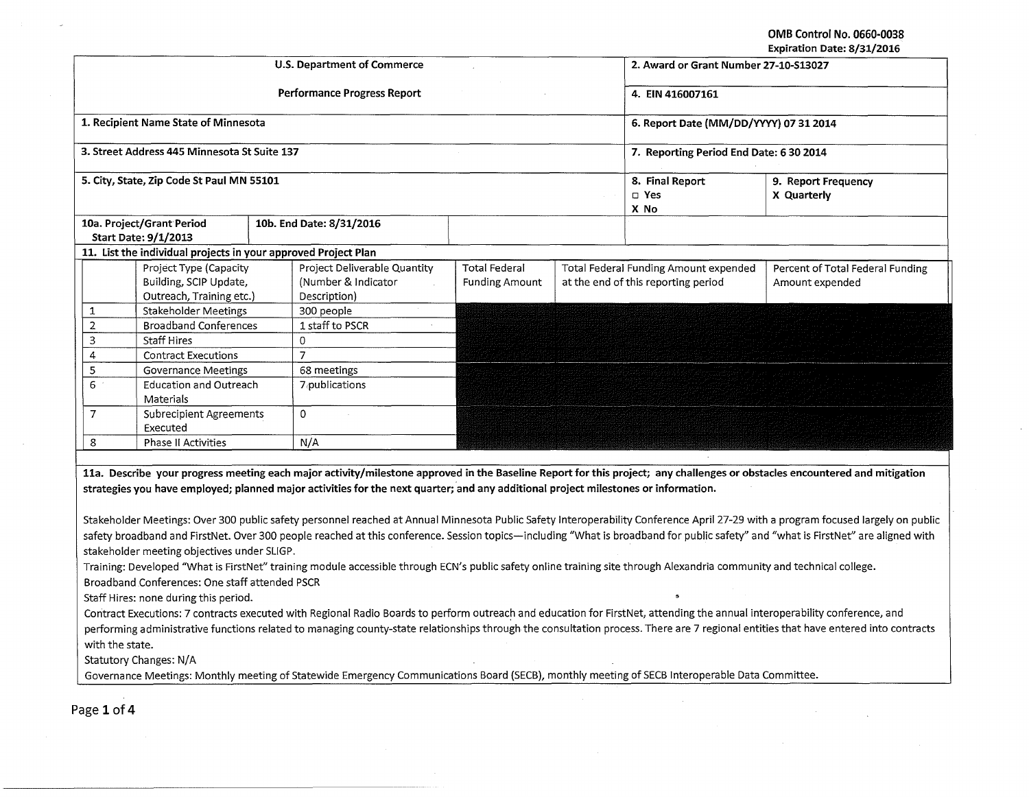OMB Control No. 0660-0038
Expiration Date: 8/31/2016

| U.S. Department of Commerce | | 2. Award or Grant Number 27-10-S13027 | |
|---|---|---|---|
| Performance Progress Report | | 4. EIN 416007161 | |
| 1. Recipient Name State of Minnesota | | 6. Report Date (MM/DD/YYYY) 07 31 2014 | |
| 3. Street Address 445 Minnesota St Suite 137 | | 7. Reporting Period End Date: 6 30 2014 | |
| 5. City, State, Zip Code St Paul MN 55101 | | 8. Final Report<br>□ Yes<br>X No | 9. Report Frequency<br>X Quarterly |
| 10a. Project/Grant Period<br>Start Date: 9/1/2013 | 10b. End Date: 8/31/2016 | | |

**11. List the individual projects in your approved Project Plan**

| | Project Type (Capacity Building, SCIP Update, Outreach, Training etc.) | Project Deliverable Quantity (Number & Indicator Description) | Total Federal Funding Amount | Total Federal Funding Amount expended at the end of this reporting period | Percent of Total Federal Funding Amount expended |
|---|---|---|---|---|---|
| 1 | Stakeholder Meetings | 300 people | | | |
| 2 | Broadband Conferences | 1 staff to PSCR | | | |
| 3 | Staff Hires | 0 | | | |
| 4 | Contract Executions | 7 | | | |
| 5 | Governance Meetings | 68 meetings | | | |
| 6 | Education and Outreach Materials | 7 publications | | | |
| 7 | Subrecipient Agreements Executed | 0 | | | |
| 8 | Phase II Activities | N/A | | | |

**11a. Describe your progress meeting each major activity/milestone approved in the Baseline Report for this project; any challenges or obstacles encountered and mitigation strategies you have employed; planned major activities for the next quarter; and any additional project milestones or information.**

Stakeholder Meetings: Over 300 public safety personnel reached at Annual Minnesota Public Safety Interoperability Conference April 27-29 with a program focused largely on public safety broadband and FirstNet. Over 300 people reached at this conference. Session topics—including "What is broadband for public safety" and "what is FirstNet" are aligned with stakeholder meeting objectives under SLIGP.

Training: Developed "What is FirstNet" training module accessible through ECN's public safety online training site through Alexandria community and technical college.

Broadband Conferences: One staff attended PSCR

Staff Hires: none during this period.

Contract Executions: 7 contracts executed with Regional Radio Boards to perform outreach and education for FirstNet, attending the annual interoperability conference, and performing administrative functions related to managing county-state relationships through the consultation process. There are 7 regional entities that have entered into contracts with the state.

Statutory Changes: N/A

Governance Meetings: Monthly meeting of Statewide Emergency Communications Board (SECB), monthly meeting of SECB Interoperable Data Committee.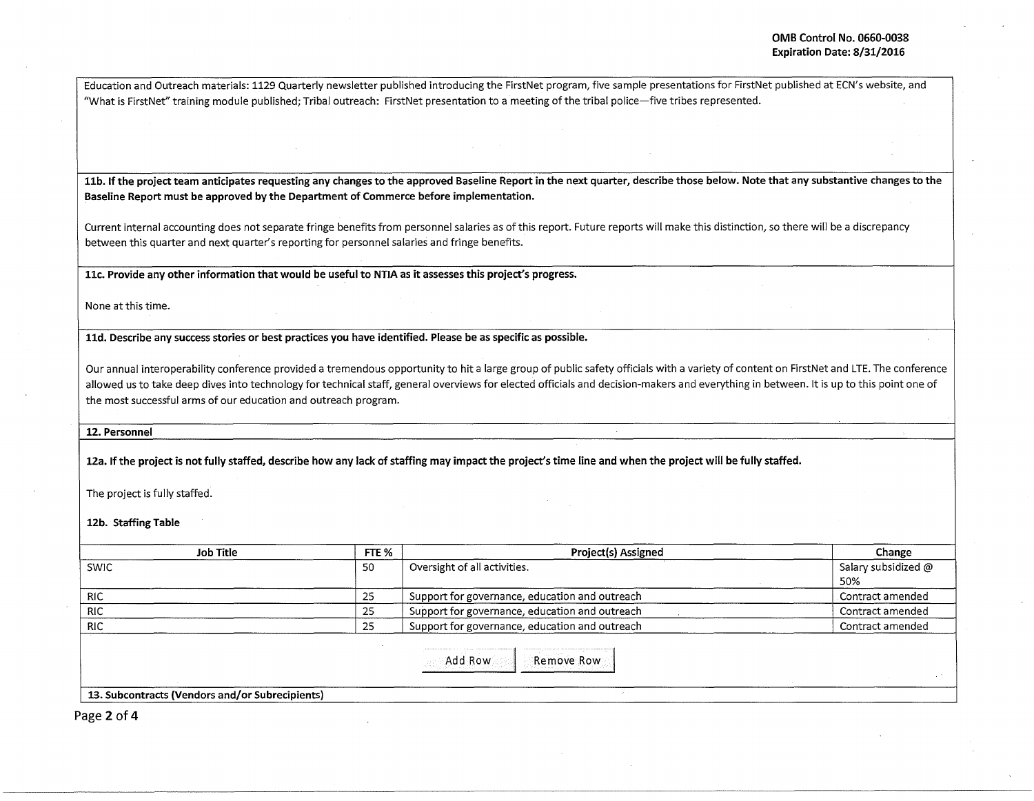Education and Outreach materials: 1129 Quarterly newsletter published introducing the FirstNet program, five sample presentations for FirstNet published at ECN's website, and "What is FirstNet" training module published; Tribal outreach: FirstNet presentation to a meeting of the tribal police—five tribes represented.

**11b. If the project team anticipates requesting any changes to the approved Baseline Report in the next quarter, describe those below. Note that any substantive changes to the Baseline Report must be approved by the Department of Commerce before implementation.**

Current internal accounting does not separate fringe benefits from personnel salaries as of this report. Future reports will make this distinction, so there will be a discrepancy between this quarter and next quarter's reporting for personnel salaries and fringe benefits.

**11c. Provide any other information that would be useful to NTIA as it assesses this project's progress.**

None at this time.

**11d. Describe any success stories or best practices you have identified. Please be as specific as possible.**

Our annual interoperability conference provided a tremendous opportunity to hit a large group of public safety officials with a variety of content on FirstNet and LTE. The conference allowed us to take deep dives into technology for technical staff, general overviews for elected officials and decision-makers and everything in between. It is up to this point one of the most successful arms of our education and outreach program.

**12. Personnel**

**12a. If the project is not fully staffed, describe how any lack of staffing may impact the project's time line and when the project will be fully staffed.**

The project is fully staffed.

**12b. Staffing Table**

| Job Title | FTE % | Project(s) Assigned | Change |
|---|---|---|---|
| SWIC | 50 | Oversight of all activities. | Salary subsidized @ 50% |
| RIC | 25 | Support for governance, education and outreach | Contract amended |
| RIC | 25 | Support for governance, education and outreach | Contract amended |
| RIC | 25 | Support for governance, education and outreach | Contract amended |

Add Row Remove Row

**13. Subcontracts (Vendors and/or Subrecipients)**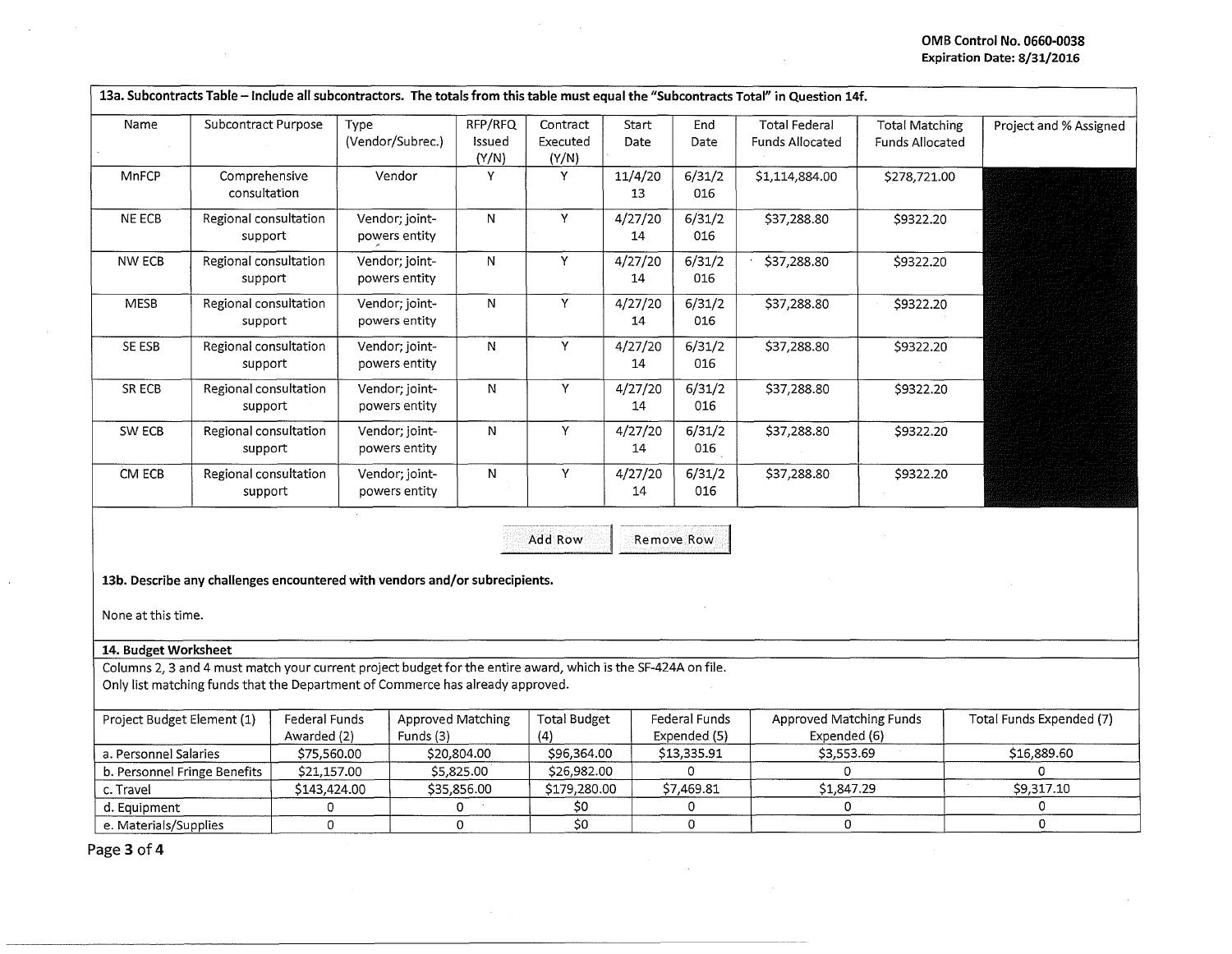OMB Control No. 0660-0038
Expiration Date: 8/31/2016

**13a. Subcontracts Table – Include all subcontractors. The totals from this table must equal the "Subcontracts Total" in Question 14f.**

| Name | Subcontract Purpose | Type (Vendor/Subrec.) | RFP/RFQ Issued (Y/N) | Contract Executed (Y/N) | Start Date | End Date | Total Federal Funds Allocated | Total Matching Funds Allocated | Project and % Assigned |
|---|---|---|---|---|---|---|---|---|---|
| MnFCP | Comprehensive consultation | Vendor | Y | Y | 11/4/2013 | 6/31/2016 | $1,114,884.00 | $278,721.00 | |
| NE ECB | Regional consultation support | Vendor; joint-powers entity | N | Y | 4/27/2014 | 6/31/2016 | $37,288.80 | $9322.20 | |
| NW ECB | Regional consultation support | Vendor; joint-powers entity | N | Y | 4/27/2014 | 6/31/2016 | $37,288.80 | $9322.20 | |
| MESB | Regional consultation support | Vendor; joint-powers entity | N | Y | 4/27/2014 | 6/31/2016 | $37,288.80 | $9322.20 | |
| SE ESB | Regional consultation support | Vendor; joint-powers entity | N | Y | 4/27/2014 | 6/31/2016 | $37,288.80 | $9322.20 | |
| SR ECB | Regional consultation support | Vendor; joint-powers entity | N | Y | 4/27/2014 | 6/31/2016 | $37,288.80 | $9322.20 | |
| SW ECB | Regional consultation support | Vendor; joint-powers entity | N | Y | 4/27/2014 | 6/31/2016 | $37,288.80 | $9322.20 | |
| CM ECB | Regional consultation support | Vendor; joint-powers entity | N | Y | 4/27/2014 | 6/31/2016 | $37,288.80 | $9322.20 | |

Add Row | Remove Row

**13b. Describe any challenges encountered with vendors and/or subrecipients.**

None at this time.

**14. Budget Worksheet**

Columns 2, 3 and 4 must match your current project budget for the entire award, which is the SF-424A on file.
Only list matching funds that the Department of Commerce has already approved.

| Project Budget Element (1) | Federal Funds Awarded (2) | Approved Matching Funds (3) | Total Budget (4) | Federal Funds Expended (5) | Approved Matching Funds Expended (6) | Total Funds Expended (7) |
|---|---|---|---|---|---|---|
| a. Personnel Salaries | $75,560.00 | $20,804.00 | $96,364.00 | $13,335.91 | $3,553.69 | $16,889.60 |
| b. Personnel Fringe Benefits | $21,157.00 | $5,825.00 | $26,982.00 | 0 | 0 | 0 |
| c. Travel | $143,424.00 | $35,856.00 | $179,280.00 | $7,469.81 | $1,847.29 | $9,317.10 |
| d. Equipment | 0 | 0 | $0 | 0 | 0 | 0 |
| e. Materials/Supplies | 0 | 0 | $0 | 0 | 0 | 0 |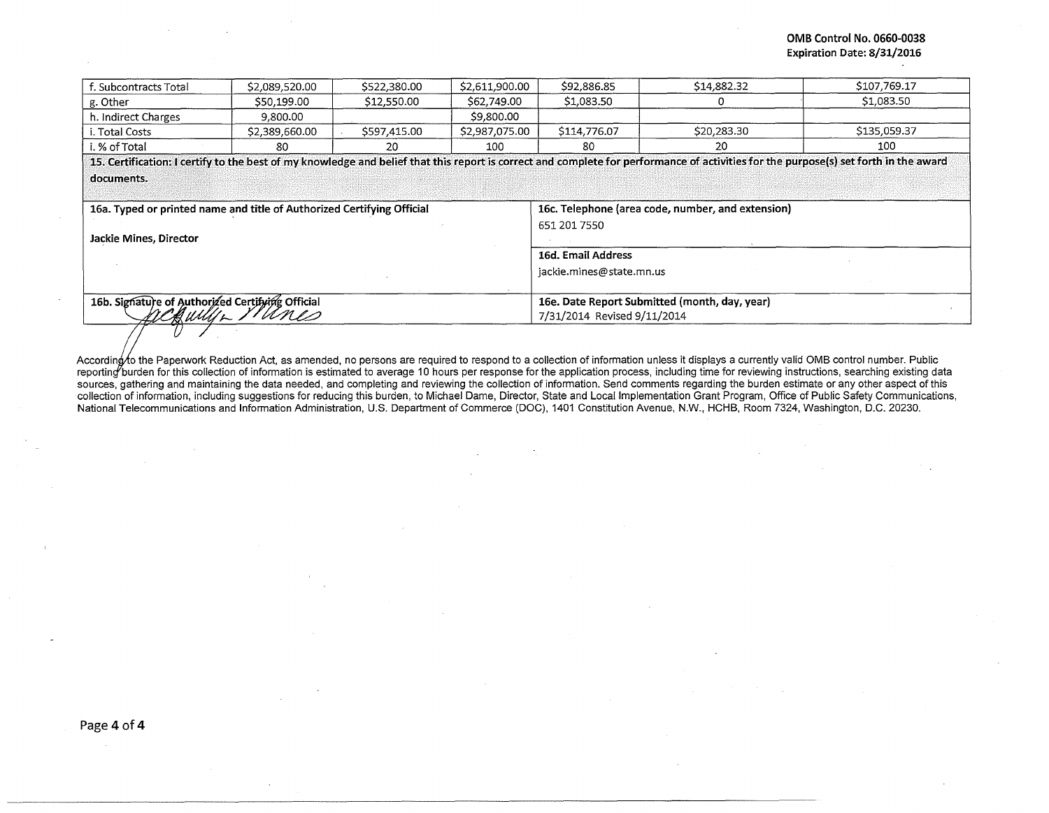| | | | | | | |
|---|---|---|---|---|---|---|
| f. Subcontracts Total | $2,089,520.00 | $522,380.00 | $2,611,900.00 | $92,886.85 | $14,882.32 | $107,769.17 |
| g. Other | $50,199.00 | $12,550.00 | $62,749.00 | $1,083.50 | 0 | $1,083.50 |
| h. Indirect Charges | 9,800.00 | | $9,800.00 | | | |
| i. Total Costs | $2,389,660.00 | $597,415.00 | $2,987,075.00 | $114,776.07 | $20,283.30 | $135,059.37 |
| i. % of Total | 80 | 20 | 100 | 80 | 20 | 100 |

**15. Certification: I certify to the best of my knowledge and belief that this report is correct and complete for performance of activities for the purpose(s) set forth in the award documents.**

| | |
|---|---|
| **16a. Typed or printed name and title of Authorized Certifying Official**<br><br>**Jackie Mines, Director** | **16c. Telephone (area code, number, and extension)**<br>651 201 7550 |
| | **16d. Email Address**<br>jackie.mines@state.mn.us |
| **16b. Signature of Authorized Certifying Official**<br>Jackie Mines | **16e. Date Report Submitted (month, day, year)**<br>7/31/2014 Revised 9/11/2014 |

According to the Paperwork Reduction Act, as amended, no persons are required to respond to a collection of information unless it displays a currently valid OMB control number. Public reporting burden for this collection of information is estimated to average 10 hours per response for the application process, including time for reviewing instructions, searching existing data sources, gathering and maintaining the data needed, and completing and reviewing the collection of information. Send comments regarding the burden estimate or any other aspect of this collection of information, including suggestions for reducing this burden, to Michael Dame, Director, State and Local Implementation Grant Program, Office of Public Safety Communications, National Telecommunications and Information Administration, U.S. Department of Commerce (DOC), 1401 Constitution Avenue, N.W., HCHB, Room 7324, Washington, D.C. 20230.